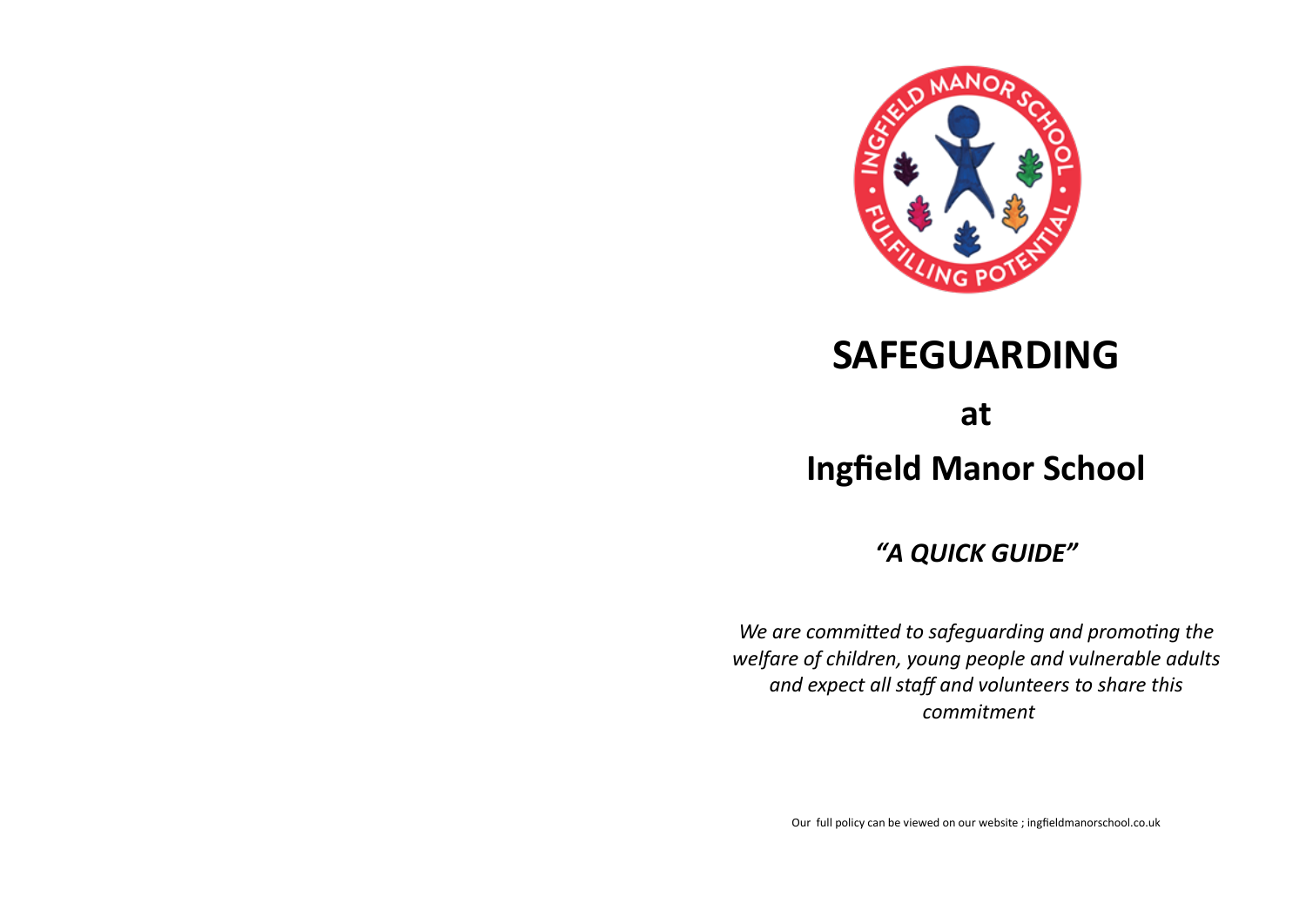# SAFEGUARDING

## at

## Ingfield Manor School

### *"A QUICK GUIDE"*

*We are committed to safeguarding and promoting the welfare of children, young people and vulnerable adults and expect all staff and volunteers to share this commitment*

Our full policy can be viewed on our website ; ingfieldmanorschool.co.uk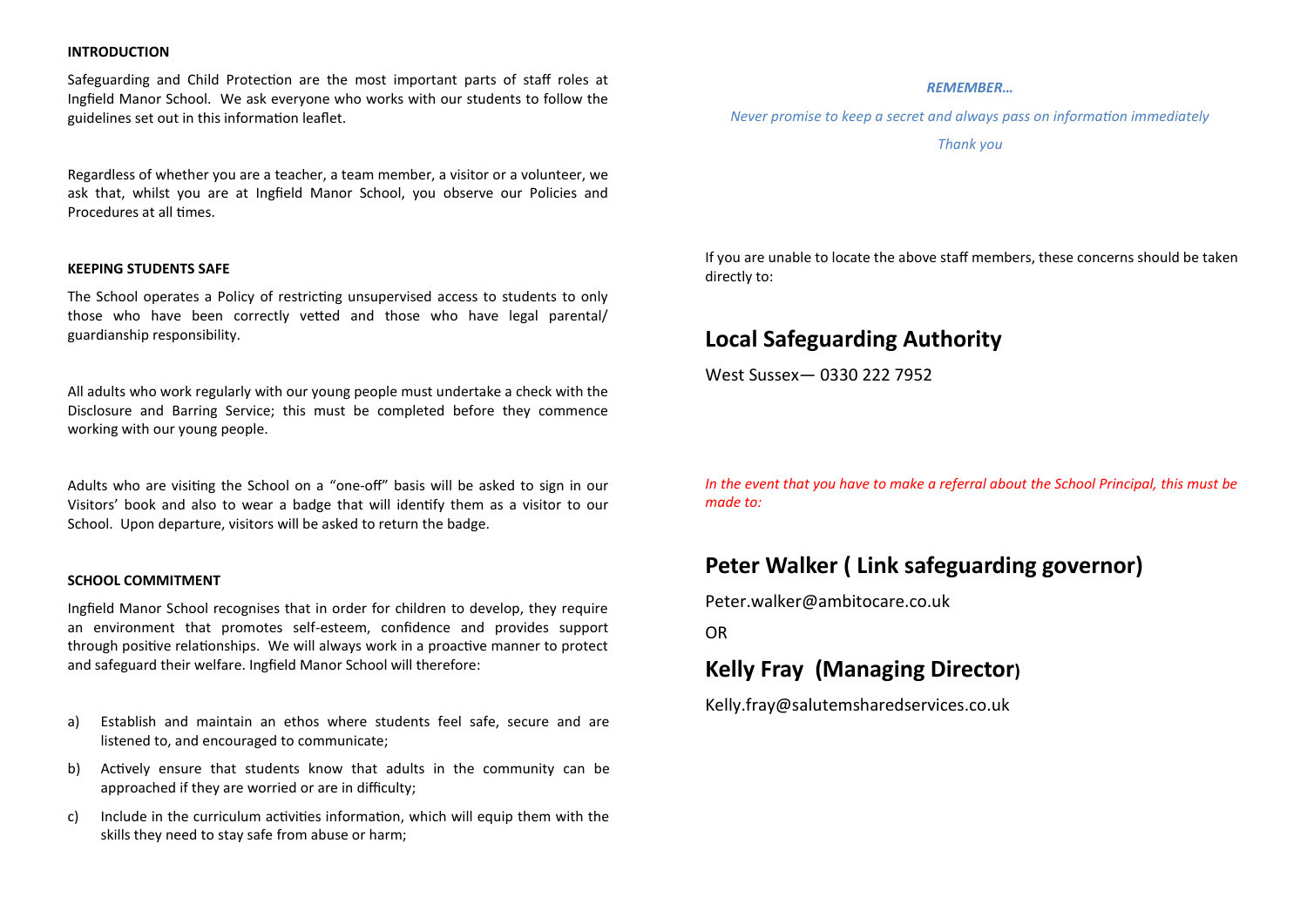**INTRODUCTION**

Safeguarding and Child Protection are the most important parts of staff roles at Ingfield Manor School. We ask everyone who works with our students to follow the guidelines set out in this information leaflet.

Regardless of whether you are a teacher, a team member, a visitor or a volunteer, we ask that, whilst you are at Ingfield Manor School, you observe our Policies and Procedures at all times.

**KEEPING STUDENTS SAFE**

The School operates a Policy of restricting unsupervised access to students to only those who have been correctly vetted and those who have legal parental/ guardianship responsibility.

All adults who work regularly with our young people must undertake a check with the Disclosure and Barring Service; this must be completed before they commence working with our young people.

Adults who are visiting the School on a "one-off" basis will be asked to sign in our Visitors' book and also to wear a badge that will identify them as a visitor to our School. Upon departure, visitors will be asked to return the badge.

**SCHOOL COMMITMENT**

Ingfield Manor School recognises that in order for children to develop, they require an environment that promotes self-esteem, confidence and provides support through positive relationships. We will always work in a proactive manner to protect and safeguard their welfare. Ingfield Manor School will therefore:

a) Establish and maintain an ethos where students feel safe, secure and are listened to, and encouraged to communicate;

b) Actively ensure that students know that adults in the community can be approached if they are worried or are in difficulty;

c) Include in the curriculum activities information, which will equip them with the skills they need to stay safe from abuse or harm;

***REMEMBER…***

*Never promise to keep a secret and always pass on information immediately*

*Thank you*

If you are unable to locate the above staff members, these concerns should be taken directly to:

## Local Safeguarding Authority

West Sussex— 0330 222 7952

*In the event that you have to make a referral about the School Principal, this must be made to:*

## Peter Walker ( Link safeguarding governor)

Peter.walker@ambitocare.co.uk

OR

## Kelly Fray (Managing Director)

Kelly.fray@salutemsharedservices.co.uk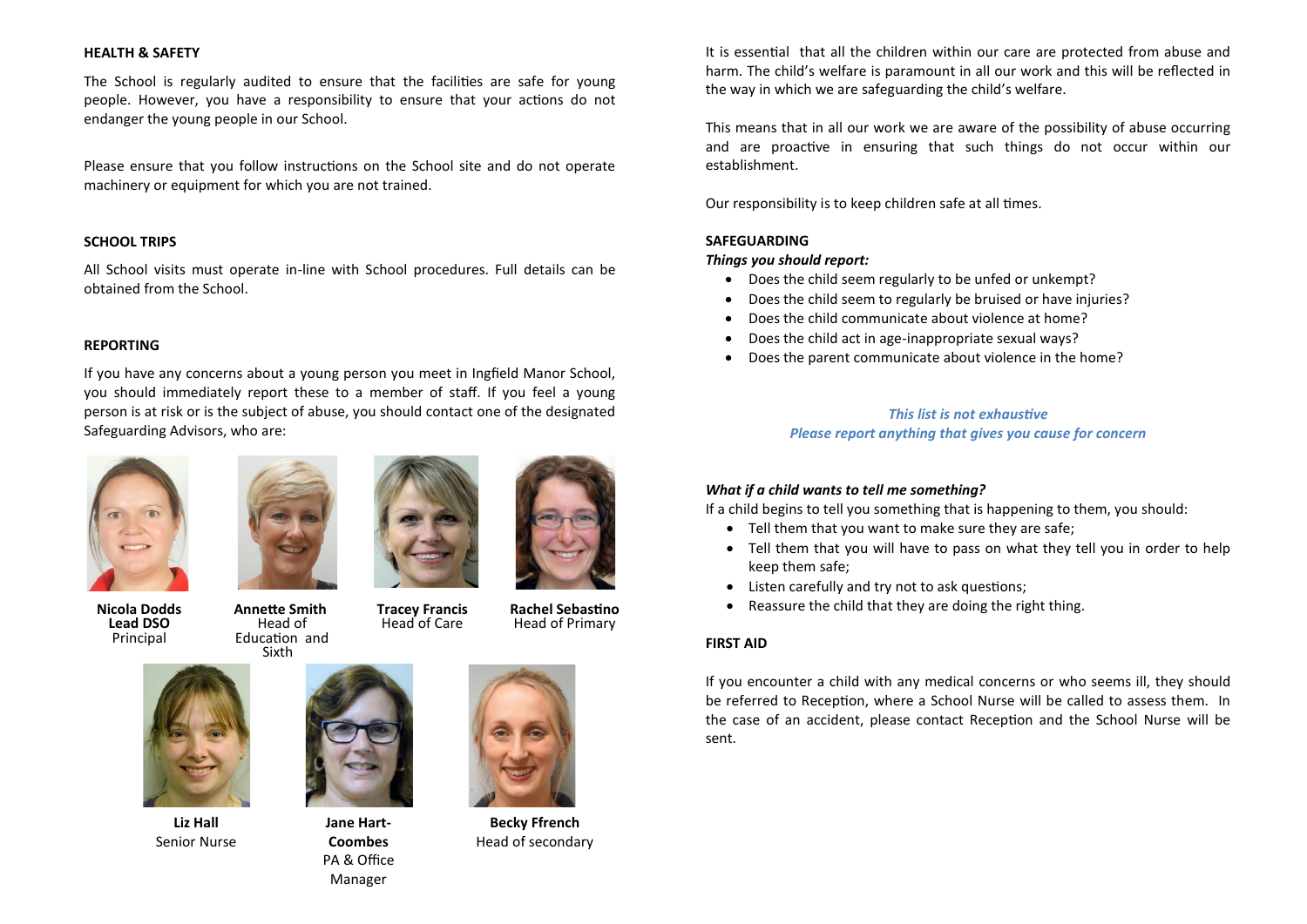**HEALTH & SAFETY**

The School is regularly audited to ensure that the facilities are safe for young people. However, you have a responsibility to ensure that your actions do not endanger the young people in our School.

Please ensure that you follow instructions on the School site and do not operate machinery or equipment for which you are not trained.

**SCHOOL TRIPS**

All School visits must operate in-line with School procedures. Full details can be obtained from the School.

**REPORTING**

If you have any concerns about a young person you meet in Ingfield Manor School, you should immediately report these to a member of staff. If you feel a young person is at risk or is the subject of abuse, you should contact one of the designated Safeguarding Advisors, who are:

**Nicola Dodds**
**Lead DSO**
Principal

**Annette Smith**
Head of Education and Sixth

**Tracey Francis**
Head of Care

**Rachel Sebastino**
Head of Primary

**Liz Hall**
Senior Nurse

**Jane Hart-Coombes**
PA & Office Manager

**Becky Ffrench**
Head of secondary

It is essential that all the children within our care are protected from abuse and harm. The child's welfare is paramount in all our work and this will be reflected in the way in which we are safeguarding the child's welfare.

This means that in all our work we are aware of the possibility of abuse occurring and are proactive in ensuring that such things do not occur within our establishment.

Our responsibility is to keep children safe at all times.

**SAFEGUARDING**

***Things you should report:***

- Does the child seem regularly to be unfed or unkempt?
- Does the child seem to regularly be bruised or have injuries?
- Does the child communicate about violence at home?
- Does the child act in age-inappropriate sexual ways?
- Does the parent communicate about violence in the home?

***This list is not exhaustive***
***Please report anything that gives you cause for concern***

***What if a child wants to tell me something?***

If a child begins to tell you something that is happening to them, you should:

- Tell them that you want to make sure they are safe;
- Tell them that you will have to pass on what they tell you in order to help keep them safe;
- Listen carefully and try not to ask questions;
- Reassure the child that they are doing the right thing.

**FIRST AID**

If you encounter a child with any medical concerns or who seems ill, they should be referred to Reception, where a School Nurse will be called to assess them. In the case of an accident, please contact Reception and the School Nurse will be sent.